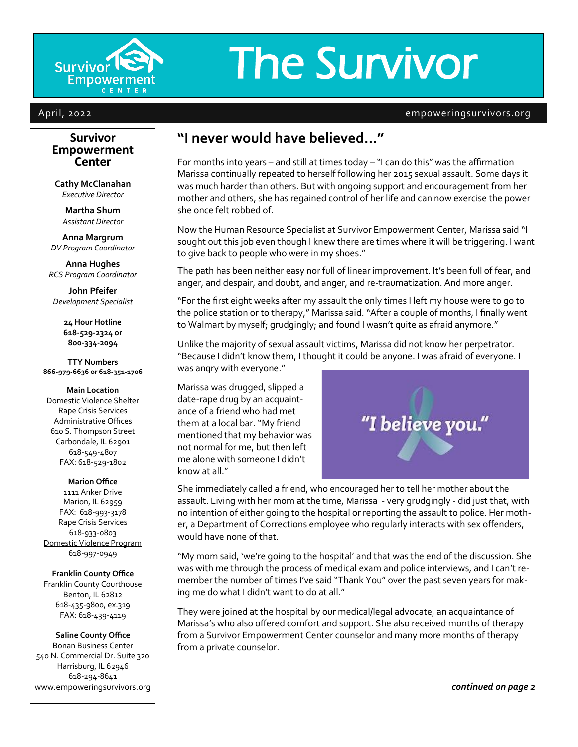# The Survivor

April, 2022 empoweringsurvivors.org

## Survivor Empowerment Center

**Cathy McClanahan**
*Executive Director*

**Martha Shum**
*Assistant Director*

**Anna Margrum**
*DV Program Coordinator*

**Anna Hughes**
*RCS Program Coordinator*

**John Pfeifer**
*Development Specialist*

**24 Hour Hotline**
**618-529-2324 or**
**800-334-2094**

**TTY Numbers**
**866-979-6636 or 618-351-1706**

**Main Location**
Domestic Violence Shelter
Rape Crisis Services
Administrative Offices
610 S. Thompson Street
Carbondale, IL 62901
618-549-4807
FAX: 618-529-1802

**Marion Office**
1111 Anker Drive
Marion, IL 62959
FAX: 618-993-3178
Rape Crisis Services
618-933-0803
Domestic Violence Program
618-997-0949

**Franklin County Office**
Franklin County Courthouse
Benton, IL 62812
618-435-9800, ex.319
FAX: 618-439-4119

**Saline County Office**
Bonan Business Center
540 N. Commercial Dr. Suite 320
Harrisburg, IL 62946
618-294-8641
www.empoweringsurvivors.org

## "I never would have believed…"

For months into years – and still at times today – "I can do this" was the affirmation Marissa continually repeated to herself following her 2015 sexual assault. Some days it was much harder than others. But with ongoing support and encouragement from her mother and others, she has regained control of her life and can now exercise the power she once felt robbed of.

Now the Human Resource Specialist at Survivor Empowerment Center, Marissa said "I sought out this job even though I knew there are times where it will be triggering. I want to give back to people who were in my shoes."

The path has been neither easy nor full of linear improvement. It's been full of fear, and anger, and despair, and doubt, and anger, and re-traumatization. And more anger.

"For the first eight weeks after my assault the only times I left my house were to go to the police station or to therapy," Marissa said. "After a couple of months, I finally went to Walmart by myself; grudgingly; and found I wasn't quite as afraid anymore."

Unlike the majority of sexual assault victims, Marissa did not know her perpetrator. "Because I didn't know them, I thought it could be anyone. I was afraid of everyone. I was angry with everyone."

Marissa was drugged, slipped a date-rape drug by an acquaintance of a friend who had met them at a local bar. "My friend mentioned that my behavior was not normal for me, but then left me alone with someone I didn't know at all."

"I believe you."

She immediately called a friend, who encouraged her to tell her mother about the assault. Living with her mom at the time, Marissa - very grudgingly - did just that, with no intention of either going to the hospital or reporting the assault to police. Her mother, a Department of Corrections employee who regularly interacts with sex offenders, would have none of that.

"My mom said, 'we're going to the hospital' and that was the end of the discussion. She was with me through the process of medical exam and police interviews, and I can't remember the number of times I've said "Thank You" over the past seven years for making me do what I didn't want to do at all."

They were joined at the hospital by our medical/legal advocate, an acquaintance of Marissa's who also offered comfort and support. She also received months of therapy from a Survivor Empowerment Center counselor and many more months of therapy from a private counselor.

***continued on page 2***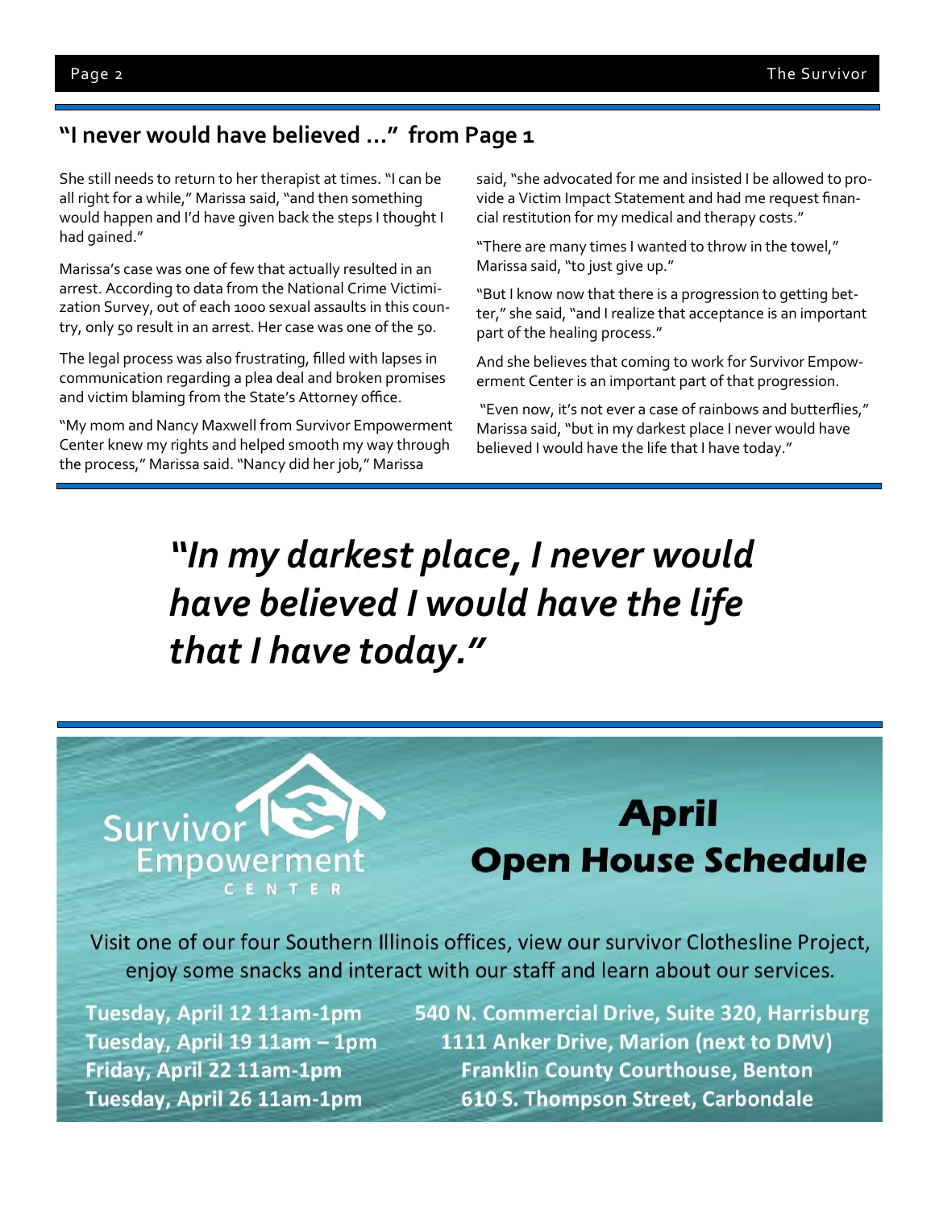## "I never would have believed …" from Page 1

She still needs to return to her therapist at times. "I can be all right for a while," Marissa said, "and then something would happen and I'd have given back the steps I thought I had gained."

Marissa's case was one of few that actually resulted in an arrest. According to data from the National Crime Victimization Survey, out of each 1000 sexual assaults in this country, only 50 result in an arrest. Her case was one of the 50.

The legal process was also frustrating, filled with lapses in communication regarding a plea deal and broken promises and victim blaming from the State's Attorney office.

"My mom and Nancy Maxwell from Survivor Empowerment Center knew my rights and helped smooth my way through the process," Marissa said. "Nancy did her job," Marissa said, "she advocated for me and insisted I be allowed to provide a Victim Impact Statement and had me request financial restitution for my medical and therapy costs."

"There are many times I wanted to throw in the towel," Marissa said, "to just give up."

"But I know now that there is a progression to getting better," she said, "and I realize that acceptance is an important part of the healing process."

And she believes that coming to work for Survivor Empowerment Center is an important part of that progression.

"Even now, it's not ever a case of rainbows and butterflies," Marissa said, "but in my darkest place I never would have believed I would have the life that I have today."

***"In my darkest place, I never would have believed I would have the life that I have today."***

Survivor Empowerment CENTER

# April Open House Schedule

Visit one of our four Southern Illinois offices, view our survivor Clothesline Project, enjoy some snacks and interact with our staff and learn about our services.

**Tuesday, April 12 11am-1pm** — **540 N. Commercial Drive, Suite 320, Harrisburg**
**Tuesday, April 19 11am – 1pm** — **1111 Anker Drive, Marion (next to DMV)**
**Friday, April 22 11am-1pm** — **Franklin County Courthouse, Benton**
**Tuesday, April 26 11am-1pm** — **610 S. Thompson Street, Carbondale**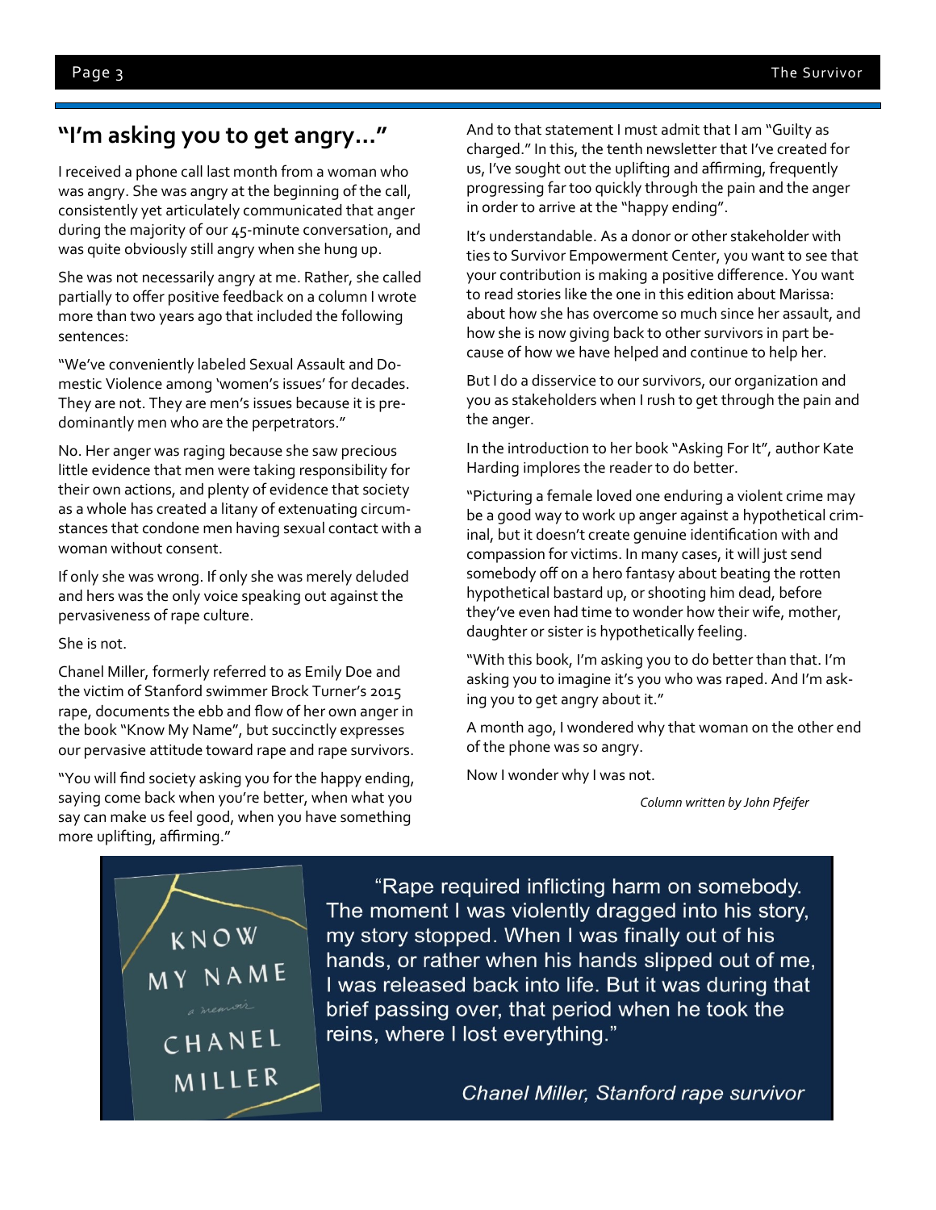## "I'm asking you to get angry…"

I received a phone call last month from a woman who was angry. She was angry at the beginning of the call, consistently yet articulately communicated that anger during the majority of our 45-minute conversation, and was quite obviously still angry when she hung up.

She was not necessarily angry at me. Rather, she called partially to offer positive feedback on a column I wrote more than two years ago that included the following sentences:

"We've conveniently labeled Sexual Assault and Domestic Violence among 'women's issues' for decades. They are not. They are men's issues because it is predominantly men who are the perpetrators."

No. Her anger was raging because she saw precious little evidence that men were taking responsibility for their own actions, and plenty of evidence that society as a whole has created a litany of extenuating circumstances that condone men having sexual contact with a woman without consent.

If only she was wrong. If only she was merely deluded and hers was the only voice speaking out against the pervasiveness of rape culture.

She is not.

Chanel Miller, formerly referred to as Emily Doe and the victim of Stanford swimmer Brock Turner's 2015 rape, documents the ebb and flow of her own anger in the book "Know My Name", but succinctly expresses our pervasive attitude toward rape and rape survivors.

"You will find society asking you for the happy ending, saying come back when you're better, when what you say can make us feel good, when you have something more uplifting, affirming."

And to that statement I must admit that I am "Guilty as charged." In this, the tenth newsletter that I've created for us, I've sought out the uplifting and affirming, frequently progressing far too quickly through the pain and the anger in order to arrive at the "happy ending".

It's understandable. As a donor or other stakeholder with ties to Survivor Empowerment Center, you want to see that your contribution is making a positive difference. You want to read stories like the one in this edition about Marissa: about how she has overcome so much since her assault, and how she is now giving back to other survivors in part because of how we have helped and continue to help her.

But I do a disservice to our survivors, our organization and you as stakeholders when I rush to get through the pain and the anger.

In the introduction to her book "Asking For It", author Kate Harding implores the reader to do better.

"Picturing a female loved one enduring a violent crime may be a good way to work up anger against a hypothetical criminal, but it doesn't create genuine identification with and compassion for victims. In many cases, it will just send somebody off on a hero fantasy about beating the rotten hypothetical bastard up, or shooting him dead, before they've even had time to wonder how their wife, mother, daughter or sister is hypothetically feeling.

"With this book, I'm asking you to do better than that. I'm asking you to imagine it's you who was raped. And I'm asking you to get angry about it."

A month ago, I wondered why that woman on the other end of the phone was so angry.

Now I wonder why I was not.

*Column written by John Pfeifer*

KNOW MY NAME
a memoir
CHANEL MILLER

"Rape required inflicting harm on somebody. The moment I was violently dragged into his story, my story stopped. When I was finally out of his hands, or rather when his hands slipped out of me, I was released back into life. But it was during that brief passing over, that period when he took the reins, where I lost everything."

*Chanel Miller, Stanford rape survivor*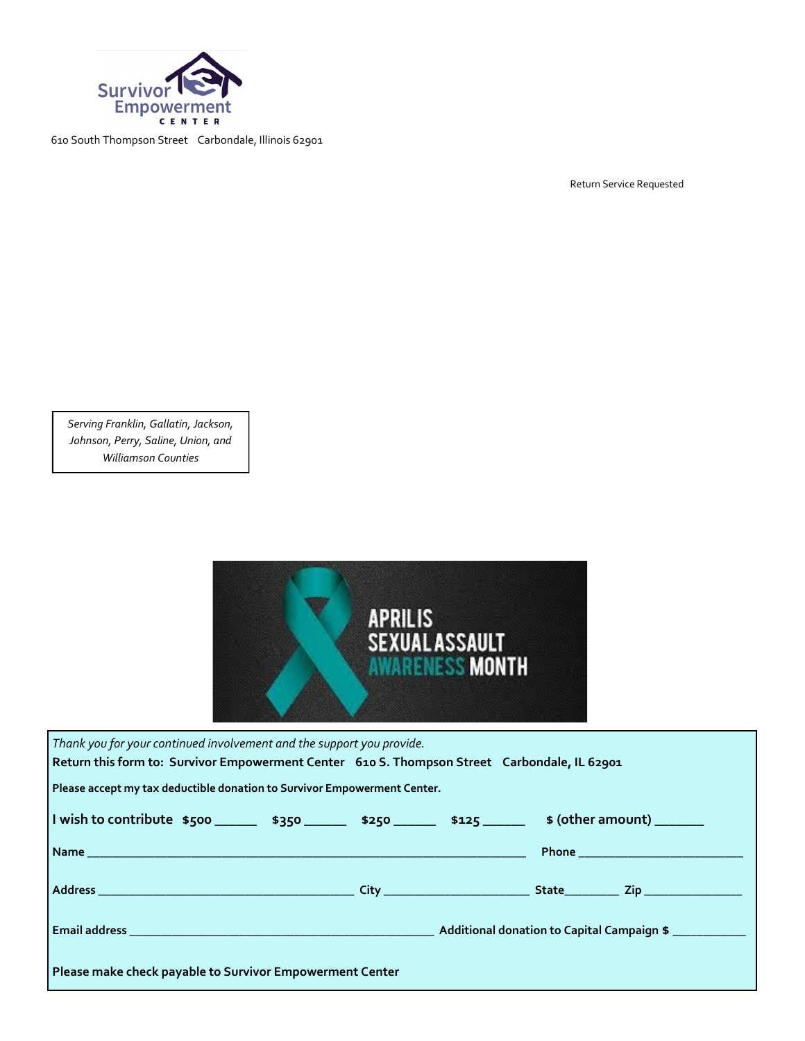Survivor Empowerment CENTER

610 South Thompson Street Carbondale, Illinois 62901

Return Service Requested

*Serving Franklin, Gallatin, Jackson, Johnson, Perry, Saline, Union, and Williamson Counties*

APRIL IS SEXUAL ASSAULT AWARENESS MONTH

*Thank you for your continued involvement and the support you provide.*

**Return this form to: Survivor Empowerment Center 610 S. Thompson Street Carbondale, IL 62901**

**Please accept my tax deductible donation to Survivor Empowerment Center.**

**I wish to contribute $500 ______ $350 ______ $250 ______ $125 ______ $ (other amount) _______**

**Name** ________________________________________ **Phone** ________________________

**Address** ______________________________ **City** ____________________ **State**________ **Zip** ______________

**Email address** ________________________________________ **Additional donation to Capital Campaign $** ___________

**Please make check payable to Survivor Empowerment Center**